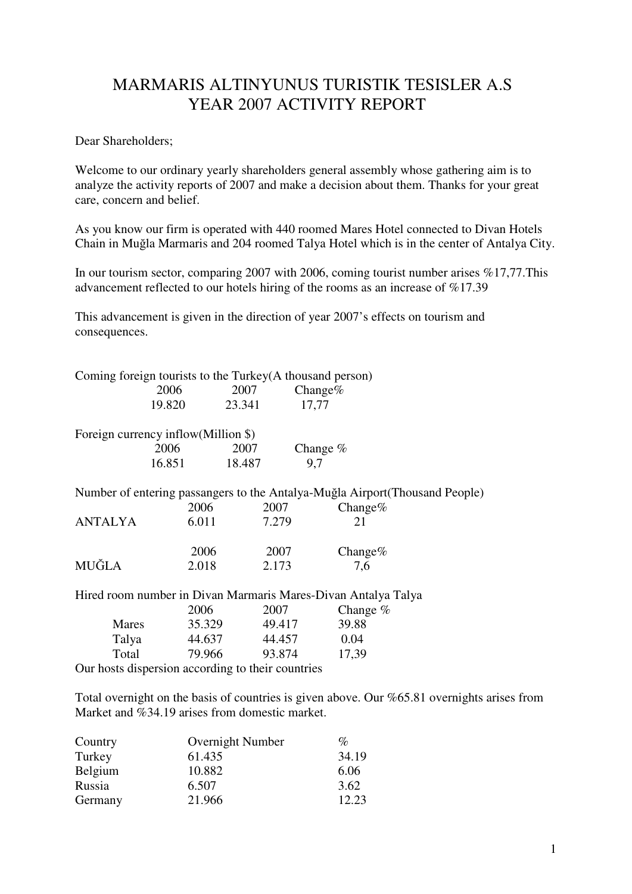# MARMARIS ALTINYUNUS TURISTIK TESISLER A.S
# YEAR 2007 ACTIVITY REPORT

Dear Shareholders;

Welcome to our ordinary yearly shareholders general assembly whose gathering aim is to analyze the activity reports of 2007 and make a decision about them. Thanks for your great care, concern and belief.

As you know our firm is operated with 440 roomed Mares Hotel connected to Divan Hotels Chain in Muğla Marmaris and 204 roomed Talya Hotel which is in the center of Antalya City.

In our tourism sector, comparing 2007 with 2006, coming tourist number arises %17,77.This advancement reflected to our hotels hiring of the rooms as an increase of %17.39

This advancement is given in the direction of year 2007's effects on tourism and consequences.

Coming foreign tourists to the Turkey(A thousand person)

| 2006 | 2007 | Change% |
|---|---|---|
| 19.820 | 23.341 | 17,77 |

Foreign currency inflow(Million $)

| 2006 | 2007 | Change % |
|---|---|---|
| 16.851 | 18.487 | 9,7 |

Number of entering passangers to the Antalya-Muğla Airport(Thousand People)

| | 2006 | 2007 | Change% |
|---|---|---|---|
| ANTALYA | 6.011 | 7.279 | 21 |

| | 2006 | 2007 | Change% |
|---|---|---|---|
| MUĞLA | 2.018 | 2.173 | 7,6 |

Hired room number in Divan Marmaris Mares-Divan Antalya Talya

| | 2006 | 2007 | Change % |
|---|---|---|---|
| Mares | 35.329 | 49.417 | 39.88 |
| Talya | 44.637 | 44.457 | 0.04 |
| Total | 79.966 | 93.874 | 17,39 |

Our hosts dispersion according to their countries

Total overnight on the basis of countries is given above. Our %65.81 overnights arises from Market and %34.19 arises from domestic market.

| Country | Overnight Number | % |
|---|---|---|
| Turkey | 61.435 | 34.19 |
| Belgium | 10.882 | 6.06 |
| Russia | 6.507 | 3.62 |
| Germany | 21.966 | 12.23 |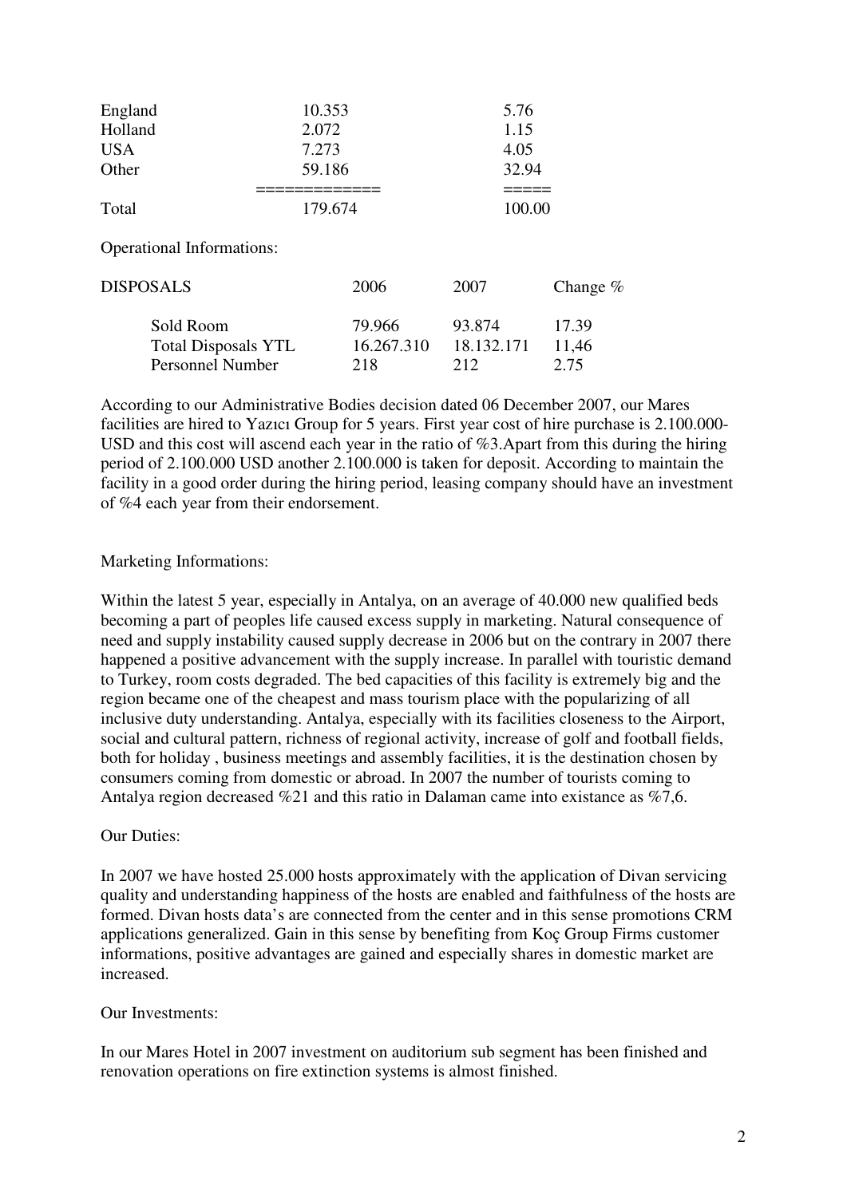| | | |
|---|---|---|
| England | 10.353 | 5.76 |
| Holland | 2.072 | 1.15 |
| USA | 7.273 | 4.05 |
| Other | 59.186 | 32.94 |
| | ============ | ===== |
| Total | 179.674 | 100.00 |

Operational Informations:

| DISPOSALS | 2006 | 2007 | Change % |
|---|---|---|---|
| Sold Room | 79.966 | 93.874 | 17.39 |
| Total Disposals YTL | 16.267.310 | 18.132.171 | 11,46 |
| Personnel Number | 218 | 212 | 2.75 |

According to our Administrative Bodies decision dated 06 December 2007, our Mares facilities are hired to Yazıcı Group for 5 years. First year cost of hire purchase is 2.100.000-USD and this cost will ascend each year in the ratio of %3.Apart from this during the hiring period of 2.100.000 USD another 2.100.000 is taken for deposit. According to maintain the facility in a good order during the hiring period, leasing company should have an investment of %4 each year from their endorsement.

Marketing Informations:

Within the latest 5 year, especially in Antalya, on an average of 40.000 new qualified beds becoming a part of peoples life caused excess supply in marketing. Natural consequence of need and supply instability caused supply decrease in 2006 but on the contrary in 2007 there happened a positive advancement with the supply increase. In parallel with touristic demand to Turkey, room costs degraded. The bed capacities of this facility is extremely big and the region became one of the cheapest and mass tourism place with the popularizing of all inclusive duty understanding. Antalya, especially with its facilities closeness to the Airport, social and cultural pattern, richness of regional activity, increase of golf and football fields, both for holiday , business meetings and assembly facilities, it is the destination chosen by consumers coming from domestic or abroad. In 2007 the number of tourists coming to Antalya region decreased %21 and this ratio in Dalaman came into existance as %7,6.

Our Duties:

In 2007 we have hosted 25.000 hosts approximately with the application of Divan servicing quality and understanding happiness of the hosts are enabled and faithfulness of the hosts are formed. Divan hosts data's are connected from the center and in this sense promotions CRM applications generalized. Gain in this sense by benefiting from Koç Group Firms customer informations, positive advantages are gained and especially shares in domestic market are increased.

Our Investments:

In our Mares Hotel in 2007 investment on auditorium sub segment has been finished and renovation operations on fire extinction systems is almost finished.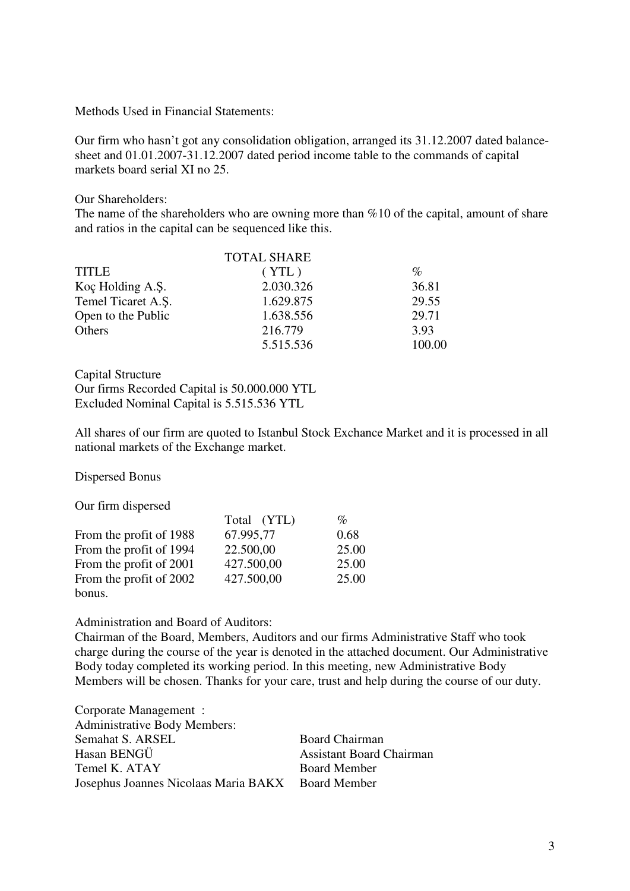Methods Used in Financial Statements:

Our firm who hasn't got any consolidation obligation, arranged its 31.12.2007 dated balance-sheet and 01.01.2007-31.12.2007 dated period income table to the commands of capital markets board serial XI no 25.

Our Shareholders:
The name of the shareholders who are owning more than %10 of the capital, amount of share and ratios in the capital can be sequenced like this.

| TITLE | TOTAL SHARE ( YTL ) | % |
|---|---|---|
| Koç Holding A.Ş. | 2.030.326 | 36.81 |
| Temel Ticaret A.Ş. | 1.629.875 | 29.55 |
| Open to the Public | 1.638.556 | 29.71 |
| Others | 216.779 | 3.93 |
| | 5.515.536 | 100.00 |

Capital Structure
Our firms Recorded Capital is 50.000.000 YTL
Excluded Nominal Capital is 5.515.536 YTL

All shares of our firm are quoted to Istanbul Stock Exchance Market and it is processed in all national markets of the Exchange market.

Dispersed Bonus

Our firm dispersed

| | Total (YTL) | % |
|---|---|---|
| From the profit of 1988 | 67.995,77 | 0.68 |
| From the profit of 1994 | 22.500,00 | 25.00 |
| From the profit of 2001 | 427.500,00 | 25.00 |
| From the profit of 2002 | 427.500,00 | 25.00 |

bonus.

Administration and Board of Auditors:
Chairman of the Board, Members, Auditors and our firms Administrative Staff who took charge during the course of the year is denoted in the attached document. Our Administrative Body today completed its working period. In this meeting, new Administrative Body Members will be chosen. Thanks for your care, trust and help during the course of our duty.

Corporate Management :
Administrative Body Members:

| | |
|---|---|
| Semahat S. ARSEL | Board Chairman |
| Hasan BENGÜ | Assistant Board Chairman |
| Temel K. ATAY | Board Member |
| Josephus Joannes Nicolaas Maria BAKX | Board Member |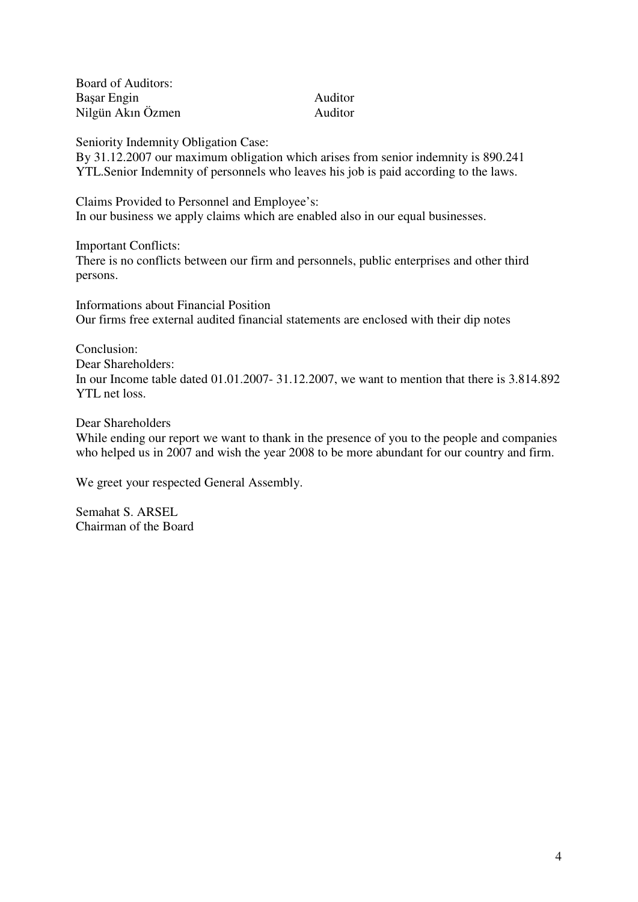Board of Auditors:

| | |
|---|---|
| Başar Engin | Auditor |
| Nilgün Akın Özmen | Auditor |

Seniority Indemnity Obligation Case:
By 31.12.2007 our maximum obligation which arises from senior indemnity is 890.241 YTL.Senior Indemnity of personnels who leaves his job is paid according to the laws.

Claims Provided to Personnel and Employee's:
In our business we apply claims which are enabled also in our equal businesses.

Important Conflicts:
There is no conflicts between our firm and personnels, public enterprises and other third persons.

Informations about Financial Position
Our firms free external audited financial statements are enclosed with their dip notes

Conclusion:
Dear Shareholders:
In our Income table dated 01.01.2007- 31.12.2007, we want to mention that there is 3.814.892 YTL net loss.

Dear Shareholders
While ending our report we want to thank in the presence of you to the people and companies who helped us in 2007 and wish the year 2008 to be more abundant for our country and firm.

We greet your respected General Assembly.

Semahat S. ARSEL
Chairman of the Board